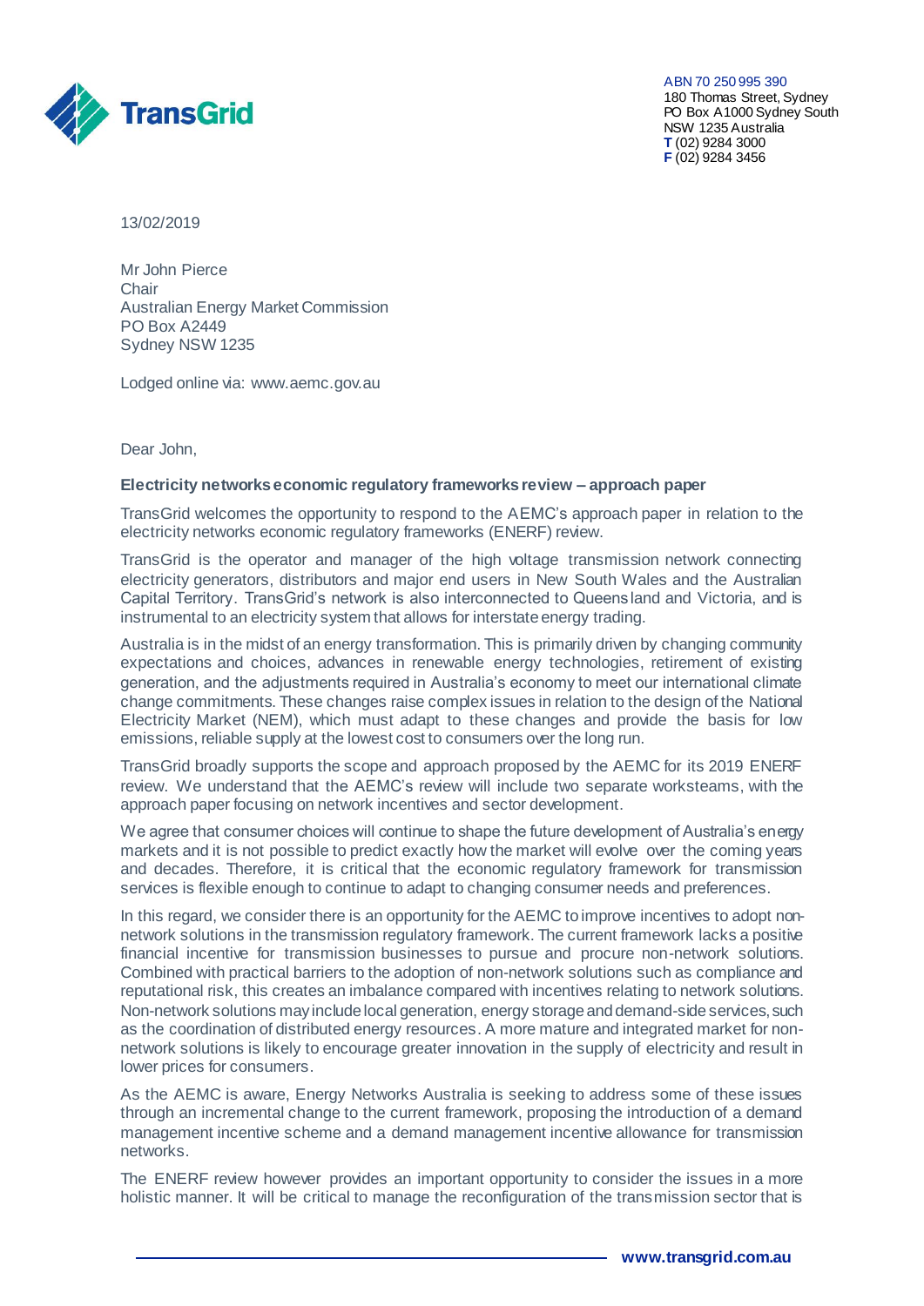TransGrid

ABN 70 250 995 390
180 Thomas Street, Sydney
PO Box A1000 Sydney South
NSW 1235 Australia
**T** (02) 9284 3000
**F** (02) 9284 3456

13/02/2019

Mr John Pierce
Chair
Australian Energy Market Commission
PO Box A2449
Sydney NSW 1235

Lodged online via: www.aemc.gov.au

Dear John,

**Electricity networks economic regulatory frameworks review – approach paper**

TransGrid welcomes the opportunity to respond to the AEMC's approach paper in relation to the electricity networks economic regulatory frameworks (ENERF) review.

TransGrid is the operator and manager of the high voltage transmission network connecting electricity generators, distributors and major end users in New South Wales and the Australian Capital Territory. TransGrid's network is also interconnected to Queensland and Victoria, and is instrumental to an electricity system that allows for interstate energy trading.

Australia is in the midst of an energy transformation. This is primarily driven by changing community expectations and choices, advances in renewable energy technologies, retirement of existing generation, and the adjustments required in Australia's economy to meet our international climate change commitments. These changes raise complex issues in relation to the design of the National Electricity Market (NEM), which must adapt to these changes and provide the basis for low emissions, reliable supply at the lowest cost to consumers over the long run.

TransGrid broadly supports the scope and approach proposed by the AEMC for its 2019 ENERF review. We understand that the AEMC's review will include two separate worksteams, with the approach paper focusing on network incentives and sector development.

We agree that consumer choices will continue to shape the future development of Australia's energy markets and it is not possible to predict exactly how the market will evolve over the coming years and decades. Therefore, it is critical that the economic regulatory framework for transmission services is flexible enough to continue to adapt to changing consumer needs and preferences.

In this regard, we consider there is an opportunity for the AEMC to improve incentives to adopt non-network solutions in the transmission regulatory framework. The current framework lacks a positive financial incentive for transmission businesses to pursue and procure non-network solutions. Combined with practical barriers to the adoption of non-network solutions such as compliance and reputational risk, this creates an imbalance compared with incentives relating to network solutions. Non-network solutions may include local generation, energy storage and demand-side services, such as the coordination of distributed energy resources. A more mature and integrated market for non-network solutions is likely to encourage greater innovation in the supply of electricity and result in lower prices for consumers.

As the AEMC is aware, Energy Networks Australia is seeking to address some of these issues through an incremental change to the current framework, proposing the introduction of a demand management incentive scheme and a demand management incentive allowance for transmission networks.

The ENERF review however provides an important opportunity to consider the issues in a more holistic manner. It will be critical to manage the reconfiguration of the transmission sector that is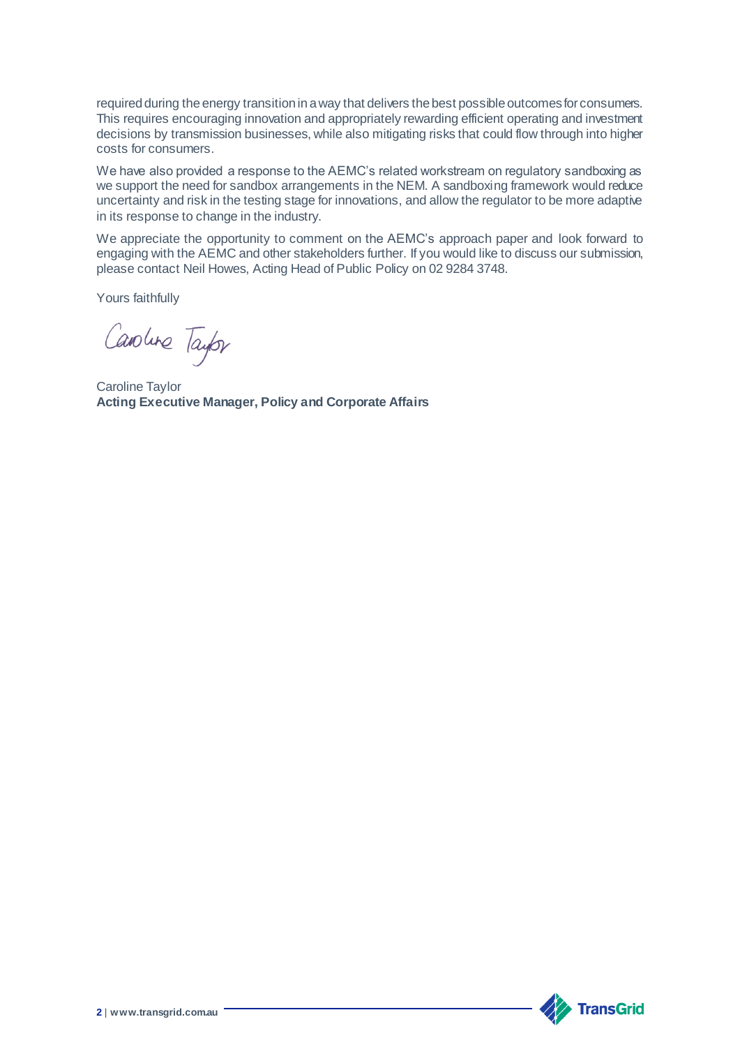required during the energy transition in a way that delivers the best possible outcomes for consumers. This requires encouraging innovation and appropriately rewarding efficient operating and investment decisions by transmission businesses, while also mitigating risks that could flow through into higher costs for consumers.

We have also provided a response to the AEMC's related workstream on regulatory sandboxing as we support the need for sandbox arrangements in the NEM. A sandboxing framework would reduce uncertainty and risk in the testing stage for innovations, and allow the regulator to be more adaptive in its response to change in the industry.

We appreciate the opportunity to comment on the AEMC's approach paper and look forward to engaging with the AEMC and other stakeholders further. If you would like to discuss our submission, please contact Neil Howes, Acting Head of Public Policy on 02 9284 3748.

Yours faithfully

Caroline Taylor

Caroline Taylor
**Acting Executive Manager, Policy and Corporate Affairs**